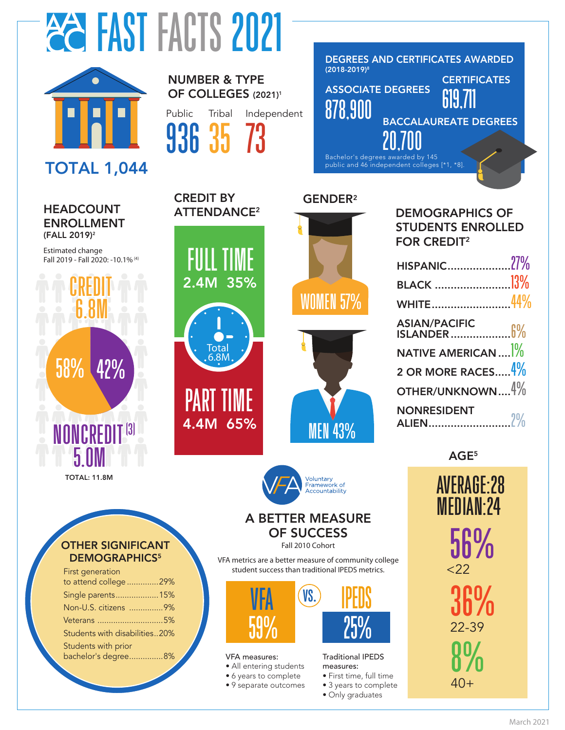# AACC FAST FACTS 2021

**TOTAL 1,044**

## NUMBER & TYPE OF COLLEGES (2021)[1]

| Public | Tribal | Independent |
|---|---|---|
| 936 | 35 | 73 |

## DEGREES AND CERTIFICATES AWARDED (2018-2019)[6]

**ASSOCIATE DEGREES**
878,900

**CERTIFICATES**
619,711

**BACCALAUREATE DEGREES**
20,700

Bachelor's degrees awarded by 145 public and 46 independent colleges [*1, *8].

## HEADCOUNT ENROLLMENT (FALL 2019)[2]

Estimated change Fall 2019 - Fall 2020: -10.1% [(4)]

- CREDIT 6.8M — 58%
- NONCREDIT [(3)] 5.0M — 42%

TOTAL: 11.8M

## CREDIT BY ATTENDANCE[2]

- FULL TIME: 2.4M 35%
- PART TIME: 4.4M 65%

Total 6.8M

## GENDER[2]

- WOMEN 57%
- MEN 43%

## DEMOGRAPHICS OF STUDENTS ENROLLED FOR CREDIT[2]

- HISPANIC....................27%
- BLACK........................13%
- WHITE........................44%
- ASIAN/PACIFIC ISLANDER..................6%
- NATIVE AMERICAN....1%
- 2 OR MORE RACES.....4%
- OTHER/UNKNOWN....4%
- NONRESIDENT ALIEN.........................2%

## AGE[5]

AVERAGE: 28
MEDIAN: 24

- 56% <22
- 36% 22-39
- 8% 40+

## OTHER SIGNIFICANT DEMOGRAPHICS[5]

- First generation to attend college..............29%
- Single parents...................15%
- Non-U.S. citizens ...............9%
- Veterans ............................5%
- Students with disabilities..20%
- Students with prior bachelor's degree...............8%

## VFA Voluntary Framework of Accountability

### A BETTER MEASURE OF SUCCESS

Fall 2010 Cohort

VFA metrics are a better measure of community college student success than traditional IPEDS metrics.

VFA 59% VS. IPEDS 25%

VFA measures:
- All entering students
- 6 years to complete
- 9 separate outcomes

Traditional IPEDS measures:
- First time, full time
- 3 years to complete
- Only graduates

March 2021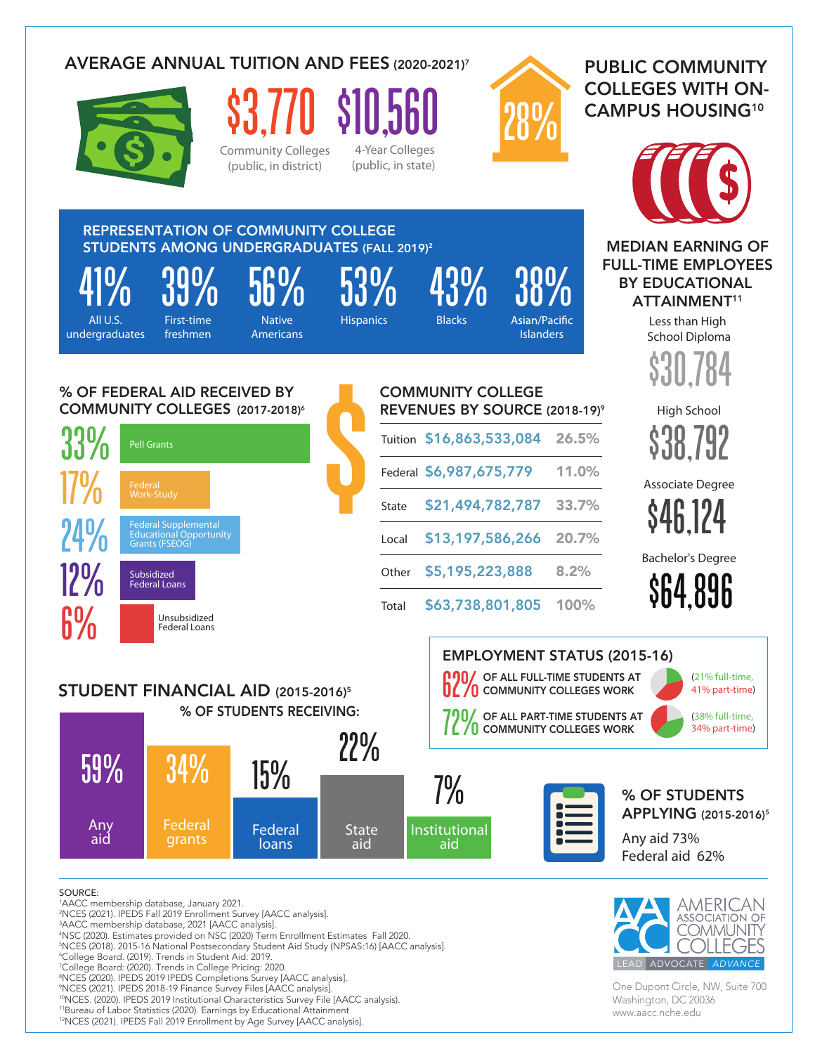## AVERAGE ANNUAL TUITION AND FEES (2020-2021)[7]

$3,770
Community Colleges (public, in district)

$10,560
4-Year Colleges (public, in state)

28%

## PUBLIC COMMUNITY COLLEGES WITH ON-CAMPUS HOUSING[10]

## REPRESENTATION OF COMMUNITY COLLEGE STUDENTS AMONG UNDERGRADUATES (FALL 2019)[2]

41% All U.S. undergraduates

39% First-time freshmen

56% Native Americans

53% Hispanics

43% Blacks

38% Asian/Pacific Islanders

## MEDIAN EARNING OF FULL-TIME EMPLOYEES BY EDUCATIONAL ATTAINMENT[11]

Less than High School Diploma
$30,784

High School
$38,792

Associate Degree
$46,124

Bachelor's Degree
$64,896

## % OF FEDERAL AID RECEIVED BY COMMUNITY COLLEGES (2017-2018)[6]

33% Pell Grants

17% Federal Work-Study

24% Federal Supplemental Educational Opportunity Grants (FSEOG)

12% Subsidized Federal Loans

6% Unsubsidized Federal Loans

## COMMUNITY COLLEGE REVENUES BY SOURCE (2018-19)[9]

| | | |
|---|---|---|
| Tuition | $16,863,533,084 | 26.5% |
| Federal | $6,987,675,779 | 11.0% |
| State | $21,494,782,787 | 33.7% |
| Local | $13,197,586,266 | 20.7% |
| Other | $5,195,223,888 | 8.2% |
| Total | $63,738,801,805 | 100% |

## EMPLOYMENT STATUS (2015-16)

62% OF ALL FULL-TIME STUDENTS AT COMMUNITY COLLEGES WORK (21% full-time, 41% part-time)

72% OF ALL PART-TIME STUDENTS AT COMMUNITY COLLEGES WORK (38% full-time, 34% part-time)

## STUDENT FINANCIAL AID (2015-2016)[5]

% OF STUDENTS RECEIVING:

59% Any aid

34% Federal grants

15% Federal loans

22% State aid

7% Institutional aid

## % OF STUDENTS APPLYING (2015-2016)[5]

Any aid 73%

Federal aid 62%

SOURCE:

[1]AACC membership database, January 2021.
[2]NCES (2021). IPEDS Fall 2019 Enrollment Survey [AACC analysis].
[3]AACC membership database, 2021 [AACC analysis].
[4]NSC (2020). Estimates provided on NSC (2020) Term Enrollment Estimates Fall 2020.
[5]NCES (2018). 2015-16 National Postsecondary Student Aid Study (NPSAS:16) [AACC analysis].
[6]College Board. (2019). Trends in Student Aid: 2019.
[7]College Board: (2020). Trends in College Pricing: 2020.
[8]NCES (2020). IPEDS 2019 IPEDS Completions Survey [AACC analysis].
[9]NCES (2021). IPEDS 2018-19 Finance Survey Files [AACC analysis].
[10]NCES. (2020). IPEDS 2019 Institutional Characteristics Survey File [AACC analysis].
[11]Bureau of Labor Statistics (2020). Earnings by Educational Attainment
[12]NCES (2021). IPEDS Fall 2019 Enrollment by Age Survey [AACC analysis].

AMERICAN ASSOCIATION OF COMMUNITY COLLEGES
LEAD ADVOCATE ADVANCE

One Dupont Circle, NW, Suite 700
Washington, DC 20036
www.aacc.nche.edu